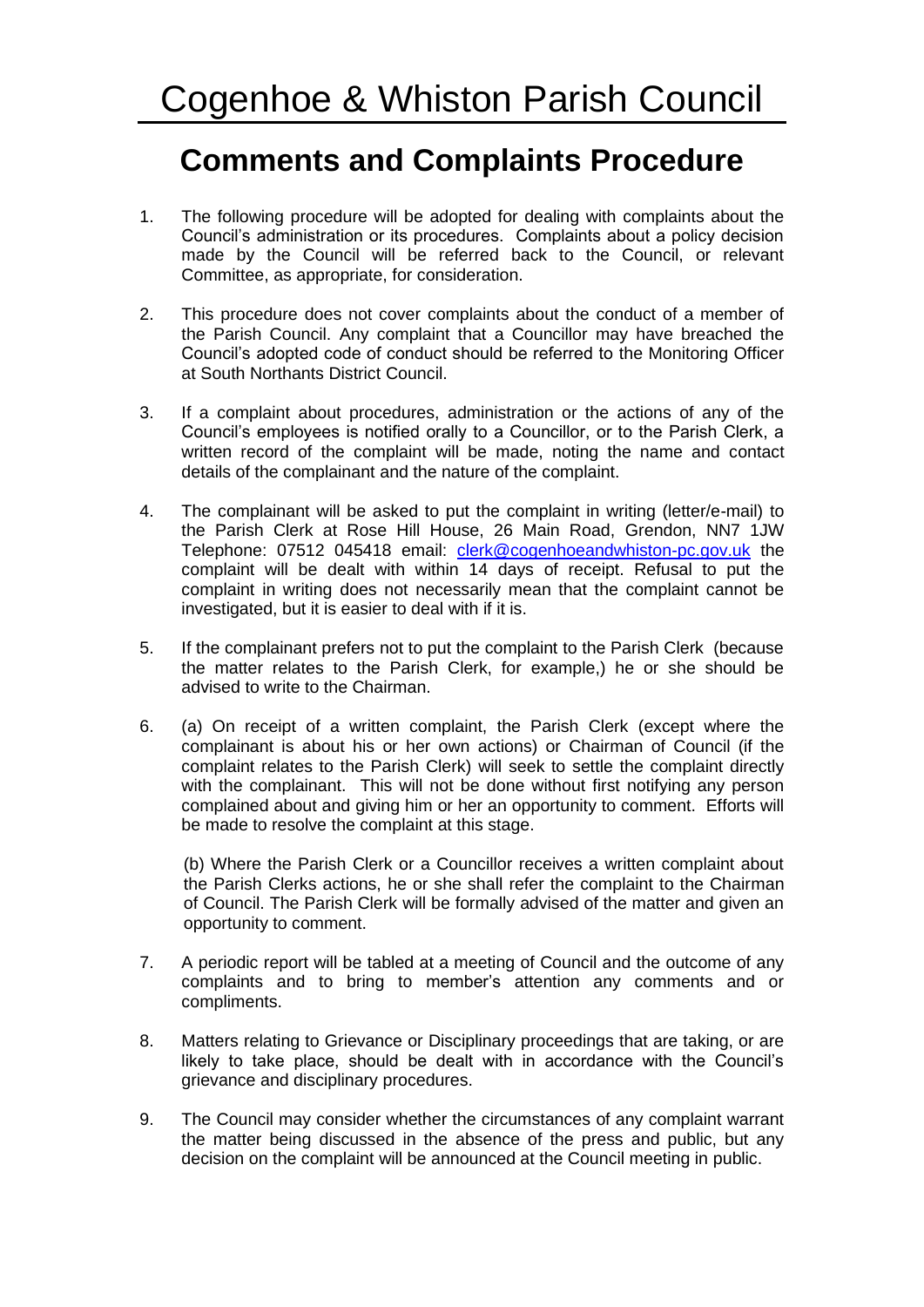# Cogenhoe & Whiston Parish Council

## Comments and Complaints Procedure

1. The following procedure will be adopted for dealing with complaints about the Council's administration or its procedures. Complaints about a policy decision made by the Council will be referred back to the Council, or relevant Committee, as appropriate, for consideration.

2. This procedure does not cover complaints about the conduct of a member of the Parish Council. Any complaint that a Councillor may have breached the Council's adopted code of conduct should be referred to the Monitoring Officer at South Northants District Council.

3. If a complaint about procedures, administration or the actions of any of the Council's employees is notified orally to a Councillor, or to the Parish Clerk, a written record of the complaint will be made, noting the name and contact details of the complainant and the nature of the complaint.

4. The complainant will be asked to put the complaint in writing (letter/e-mail) to the Parish Clerk at Rose Hill House, 26 Main Road, Grendon, NN7 1JW Telephone: 07512 045418 email: clerk@cogenhoeandwhiston-pc.gov.uk the complaint will be dealt with within 14 days of receipt. Refusal to put the complaint in writing does not necessarily mean that the complaint cannot be investigated, but it is easier to deal with if it is.

5. If the complainant prefers not to put the complaint to the Parish Clerk (because the matter relates to the Parish Clerk, for example,) he or she should be advised to write to the Chairman.

6. (a) On receipt of a written complaint, the Parish Clerk (except where the complainant is about his or her own actions) or Chairman of Council (if the complaint relates to the Parish Clerk) will seek to settle the complaint directly with the complainant. This will not be done without first notifying any person complained about and giving him or her an opportunity to comment. Efforts will be made to resolve the complaint at this stage.

   (b) Where the Parish Clerk or a Councillor receives a written complaint about the Parish Clerks actions, he or she shall refer the complaint to the Chairman of Council. The Parish Clerk will be formally advised of the matter and given an opportunity to comment.

7. A periodic report will be tabled at a meeting of Council and the outcome of any complaints and to bring to member's attention any comments and or compliments.

8. Matters relating to Grievance or Disciplinary proceedings that are taking, or are likely to take place, should be dealt with in accordance with the Council's grievance and disciplinary procedures.

9. The Council may consider whether the circumstances of any complaint warrant the matter being discussed in the absence of the press and public, but any decision on the complaint will be announced at the Council meeting in public.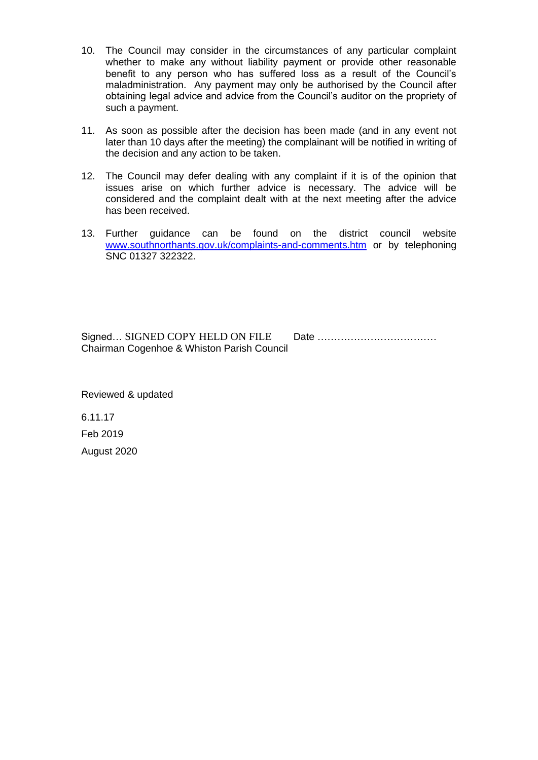10. The Council may consider in the circumstances of any particular complaint whether to make any without liability payment or provide other reasonable benefit to any person who has suffered loss as a result of the Council's maladministration. Any payment may only be authorised by the Council after obtaining legal advice and advice from the Council's auditor on the propriety of such a payment.

11. As soon as possible after the decision has been made (and in any event not later than 10 days after the meeting) the complainant will be notified in writing of the decision and any action to be taken.

12. The Council may defer dealing with any complaint if it is of the opinion that issues arise on which further advice is necessary. The advice will be considered and the complaint dealt with at the next meeting after the advice has been received.

13. Further guidance can be found on the district council website [www.southnorthants.gov.uk/complaints-and-comments.htm](www.southnorthants.gov.uk/complaints-and-comments.htm) or by telephoning SNC 01327 322322.

Signed… SIGNED COPY HELD ON FILE Date ………………………………
Chairman Cogenhoe & Whiston Parish Council

Reviewed & updated

6.11.17

Feb 2019

August 2020